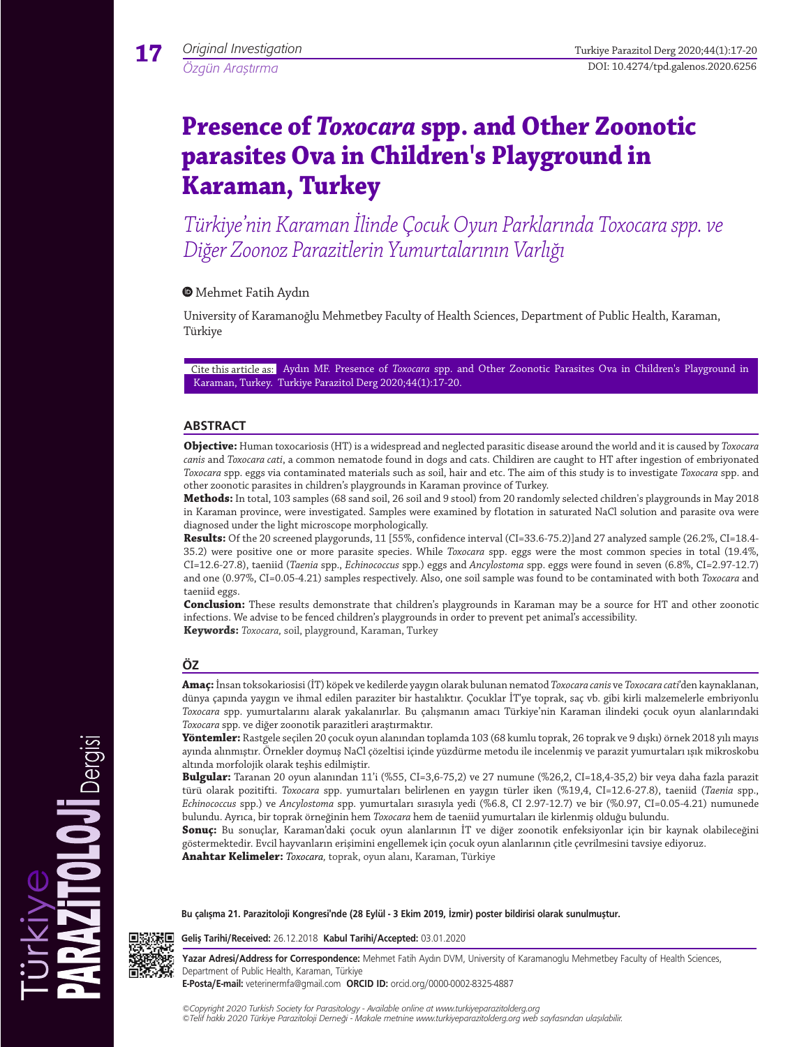Original Investigation

Özgün Araştırma

# Presence of *Toxocara* spp. and Other Zoonotic parasites Ova in Children's Playground in Karaman, Turkey

## *Türkiye'nin Karaman İlinde Çocuk Oyun Parklarında Toxocara spp. ve Diğer Zoonoz Parazitlerin Yumurtalarının Varlığı*

Mehmet Fatih Aydın

University of Karamanoğlu Mehmetbey Faculty of Health Sciences, Department of Public Health, Karaman, Türkiye

Cite this article as: Aydın MF. Presence of *Toxocara* spp. and Other Zoonotic Parasites Ova in Children's Playground in Karaman, Turkey. Turkiye Parazitol Derg 2020;44(1):17-20.

## ABSTRACT

**Objective:** Human toxocariosis (HT) is a widespread and neglected parasitic disease around the world and it is caused by *Toxocara canis* and *Toxocara cati*, a common nematode found in dogs and cats. Childiren are caught to HT after ingestion of embriyonated *Toxocara* spp. eggs via contaminated materials such as soil, hair and etc. The aim of this study is to investigate *Toxocara* spp. and other zoonotic parasites in children's playgrounds in Karaman province of Turkey.

**Methods:** In total, 103 samples (68 sand soil, 26 soil and 9 stool) from 20 randomly selected children's playgrounds in May 2018 in Karaman province, were investigated. Samples were examined by flotation in saturated NaCl solution and parasite ova were diagnosed under the light microscope morphologically.

**Results:** Of the 20 screened playgorunds, 11 [55%, confidence interval (CI)=33.6-75.2)]and 27 analyzed sample (26.2%, CI=18.4-35.2) were positive one or more parasite species. While *Toxocara* spp. eggs were the most common species in total (19.4%, CI=12.6-27.8), taeniid (*Taenia* spp., *Echinococcus* spp.) eggs and *Ancylostoma* spp. eggs were found in seven (6.8%, CI=2.97-12.7) and one (0.97%, CI=0.05-4.21) samples respectively. Also, one soil sample was found to be contaminated with both *Toxocara* and taeniid eggs.

**Conclusion:** These results demonstrate that children's playgrounds in Karaman may be a source for HT and other zoonotic infections. We advise to be fenced children's playgrounds in order to prevent pet animal's accessibility.

**Keywords:** *Toxocara*, soil, playground, Karaman, Turkey

## ÖZ

**Amaç:** İnsan toksokariosisi (İT) köpek ve kedilerde yaygın olarak bulunan nematod *Toxocara canis* ve *Toxocara cati*'den kaynaklanan, dünya çapında yaygın ve ihmal edilen paraziter bir hastalıktır. Çocuklar İT'ye toprak, saç vb. gibi kirli malzemelerle embriyonlu *Toxocara* spp. yumurtalarını alarak yakalanırlar. Bu çalışmanın amacı Türkiye'nin Karaman ilindeki çocuk oyun alanlarındaki *Toxocara* spp. ve diğer zoonotik parazitleri araştırmaktır.

**Yöntemler:** Rastgele seçilen 20 çocuk oyun alanından toplamda 103 (68 kumlu toprak, 26 toprak ve 9 dışkı) örnek 2018 yılı mayıs ayında alınmıştır. Örnekler doymuş NaCl çözeltisi içinde yüzdürme metodu ile incelenmiş ve parazit yumurtaları ışık mikroskobu altında morfolojik olarak teşhis edilmiştir.

**Bulgular:** Taranan 20 oyun alanından 11'i (%55, CI=3,6-75,2) ve 27 numune (%26,2, CI=18,4-35,2) bir veya daha fazla parazit türü olarak pozitifti. *Toxocara* spp. yumurtaları belirlenen en yaygın türler iken (%19,4, CI=12.6-27.8), taeniid (*Taenia* spp., *Echinococcus* spp.) ve *Ancylostoma* spp. yumurtaları sırasıyla yedi (%6.8, CI 2.97-12.7) ve bir (%0.97, CI=0.05-4.21) numunede bulundu. Ayrıca, bir toprak örneğinin hem *Toxocara* hem de taeniid yumurtaları ile kirlenmiş olduğu bulundu.

**Sonuç:** Bu sonuçlar, Karaman'daki çocuk oyun alanlarının İT ve diğer zoonotik enfeksiyonlar için bir kaynak olabileceğini göstermektedir. Evcil hayvanların erişimini engellemek için çocuk oyun alanlarının çitle çevrilmesini tavsiye ediyoruz.

**Anahtar Kelimeler:** *Toxocara*, toprak, oyun alanı, Karaman, Türkiye

**Bu çalışma 21. Parazitoloji Kongresi'nde (28 Eylül - 3 Ekim 2019, İzmir) poster bildirisi olarak sunulmuştur.**

**Geliş Tarihi/Received:** 26.12.2018 **Kabul Tarihi/Accepted:** 03.01.2020

**Yazar Adresi/Address for Correspondence:** Mehmet Fatih Aydın DVM, University of Karamanoglu Mehmetbey Faculty of Health Sciences, Department of Public Health, Karaman, Türkiye

**E-Posta/E-mail:** veterinermfa@gmail.com **ORCID ID:** orcid.org/0000-0002-8325-4887

*©Copyright 2020 Turkish Society for Parasitology - Available online at www.turkiyeparazitolderg.org*

*©Telif hakkı 2020 Türkiye Parazitoloji Derneği - Makale metnine www.turkiyeparazitolderg.org web sayfasından ulaşılabilir.*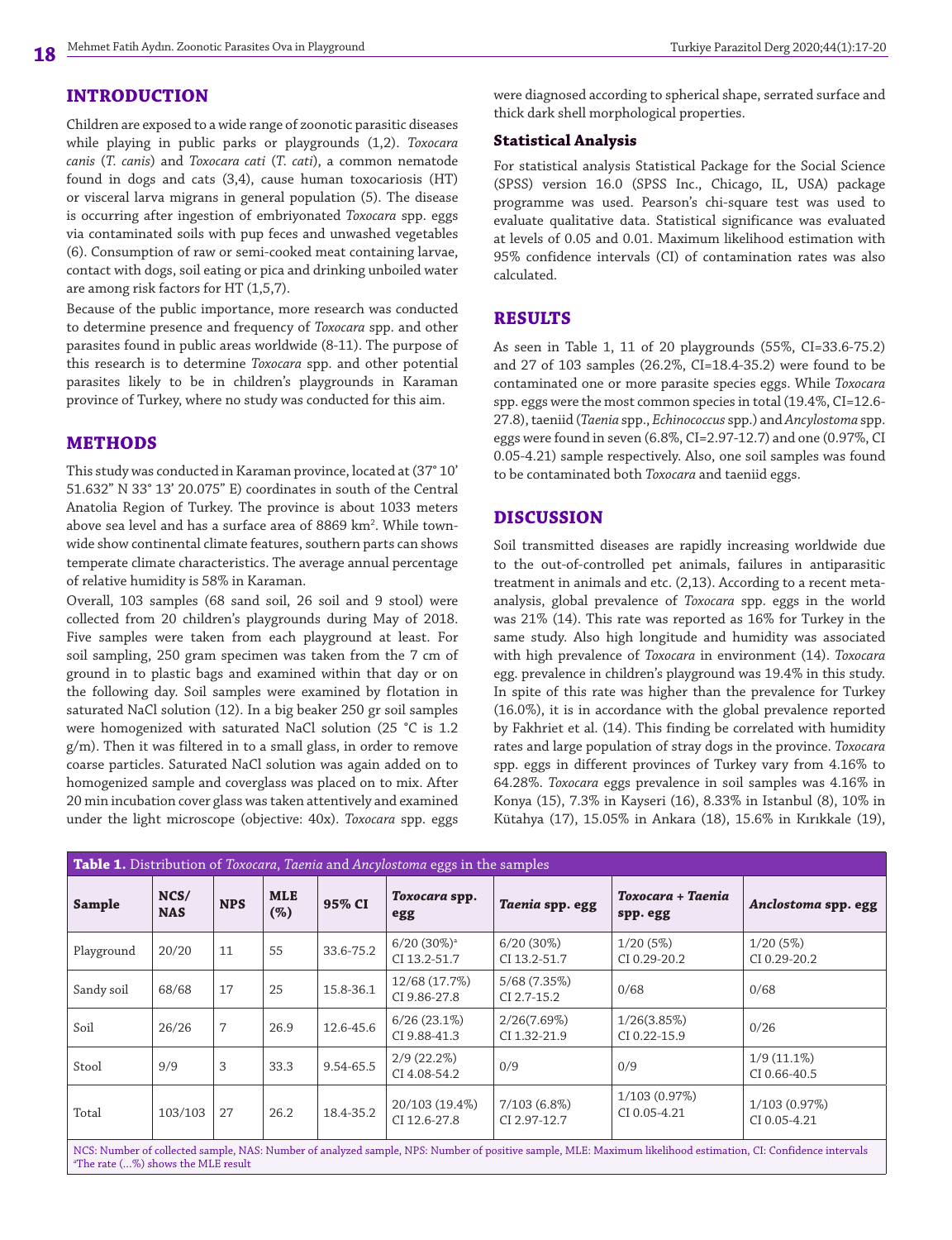## INTRODUCTION

Children are exposed to a wide range of zoonotic parasitic diseases while playing in public parks or playgrounds (1,2). *Toxocara canis* (*T. canis*) and *Toxocara cati* (*T. cati*), a common nematode found in dogs and cats (3,4), cause human toxocariosis (HT) or visceral larva migrans in general population (5). The disease is occurring after ingestion of embryionated *Toxocara* spp. eggs via contaminated soils with pup feces and unwashed vegetables (6). Consumption of raw or semi-cooked meat containing larvae, contact with dogs, soil eating or pica and drinking unboiled water are among risk factors for HT (1,5,7).

Because of the public importance, more research was conducted to determine presence and frequency of *Toxocara* spp. and other parasites found in public areas worldwide (8-11). The purpose of this research is to determine *Toxocara* spp. and other potential parasites likely to be in children's playgrounds in Karaman province of Turkey, where no study was conducted for this aim.

## METHODS

This study was conducted in Karaman province, located at (37° 10' 51.632" N 33° 13' 20.075" E) coordinates in south of the Central Anatolia Region of Turkey. The province is about 1033 meters above sea level and has a surface area of 8869 km$^2$. While town-wide show continental climate features, southern parts can shows temperate climate characteristics. The average annual percentage of relative humidity is 58% in Karaman.

Overall, 103 samples (68 sand soil, 26 soil and 9 stool) were collected from 20 children's playgrounds during May of 2018. Five samples were taken from each playground at least. For soil sampling, 250 gram specimen was taken from the 7 cm of ground in to plastic bags and examined within that day or on the following day. Soil samples were examined by flotation in saturated NaCl solution (12). In a big beaker 250 gr soil samples were homogenized with saturated NaCl solution (25 °C is 1.2 g/m). Then it was filtered in to a small glass, in order to remove coarse particles. Saturated NaCl solution was again added on to homogenized sample and coverglass was placed on to mix. After 20 min incubation cover glass was taken attentively and examined under the light microscope (objective: 40x). *Toxocara* spp. eggs were diagnosed according to spherical shape, serrated surface and thick dark shell morphological properties.

### Statistical Analysis

For statistical analysis Statistical Package for the Social Science (SPSS) version 16.0 (SPSS Inc., Chicago, IL, USA) package programme was used. Pearson's chi-square test was used to evaluate qualitative data. Statistical significance was evaluated at levels of 0.05 and 0.01. Maximum likelihood estimation with 95% confidence intervals (CI) of contamination rates was also calculated.

## RESULTS

As seen in Table 1, 11 of 20 playgrounds (55%, CI=33.6-75.2) and 27 of 103 samples (26.2%, CI=18.4-35.2) were found to be contaminated one or more parasite species eggs. While *Toxocara* spp. eggs were the most common species in total (19.4%, CI=12.6-27.8), taeniid (*Taenia* spp., *Echinococcus* spp.) and *Ancylostoma* spp. eggs were found in seven (6.8%, CI=2.97-12.7) and one (0.97%, CI 0.05-4.21) sample respectively. Also, one soil samples was found to be contaminated both *Toxocara* and taeniid eggs.

## DISCUSSION

Soil transmitted diseases are rapidly increasing worldwide due to the out-of-controlled pet animals, failures in antiparasitic treatment in animals and etc. (2,13). According to a recent meta-analysis, global prevalence of *Toxocara* spp. eggs in the world was 21% (14). This rate was reported as 16% for Turkey in the same study. Also high longitude and humidity was associated with high prevalence of *Toxocara* in environment (14). *Toxocara* egg. prevalence in children's playground was 19.4% in this study. In spite of this rate was higher than the prevalence for Turkey (16.0%), it is in accordance with the global prevalence reported by Fakhriet et al. (14). This finding be correlated with humidity rates and large population of stray dogs in the province. *Toxocara* spp. eggs in different provinces of Turkey vary from 4.16% to 64.28%. *Toxocara* eggs prevalence in soil samples was 4.16% in Konya (15), 7.3% in Kayseri (16), 8.33% in Istanbul (8), 10% in Kütahya (17), 15.05% in Ankara (18), 15.6% in Kırıkkale (19),

**Table 1.** Distribution of *Toxocara*, *Taenia* and *Ancylostoma* eggs in the samples

| Sample | NCS/ NAS | NPS | MLE (%) | 95% CI | *Toxocara* spp. egg | *Taenia* spp. egg | *Toxocara + Taenia* spp. egg | *Anclostoma* spp. egg |
|---|---|---|---|---|---|---|---|---|
| Playground | 20/20 | 11 | 55 | 33.6-75.2 | 6/20 (30%)[a] CI 13.2-51.7 | 6/20 (30%) CI 13.2-51.7 | 1/20 (5%) CI 0.29-20.2 | 1/20 (5%) CI 0.29-20.2 |
| Sandy soil | 68/68 | 17 | 25 | 15.8-36.1 | 12/68 (17.7%) CI 9.86-27.8 | 5/68 (7.35%) CI 2.7-15.2 | 0/68 | 0/68 |
| Soil | 26/26 | 7 | 26.9 | 12.6-45.6 | 6/26 (23.1%) CI 9.88-41.3 | 2/26(7.69%) CI 1.32-21.9 | 1/26(3.85%) CI 0.22-15.9 | 0/26 |
| Stool | 9/9 | 3 | 33.3 | 9.54-65.5 | 2/9 (22.2%) CI 4.08-54.2 | 0/9 | 0/9 | 1/9 (11.1%) CI 0.66-40.5 |
| Total | 103/103 | 27 | 26.2 | 18.4-35.2 | 20/103 (19.4%) CI 12.6-27.8 | 7/103 (6.8%) CI 2.97-12.7 | 1/103 (0.97%) CI 0.05-4.21 | 1/103 (0.97%) CI 0.05-4.21 |

NCS: Number of collected sample, NAS: Number of analyzed sample, NPS: Number of positive sample, MLE: Maximum likelihood estimation, CI: Confidence intervals
[a]The rate (...%) shows the MLE result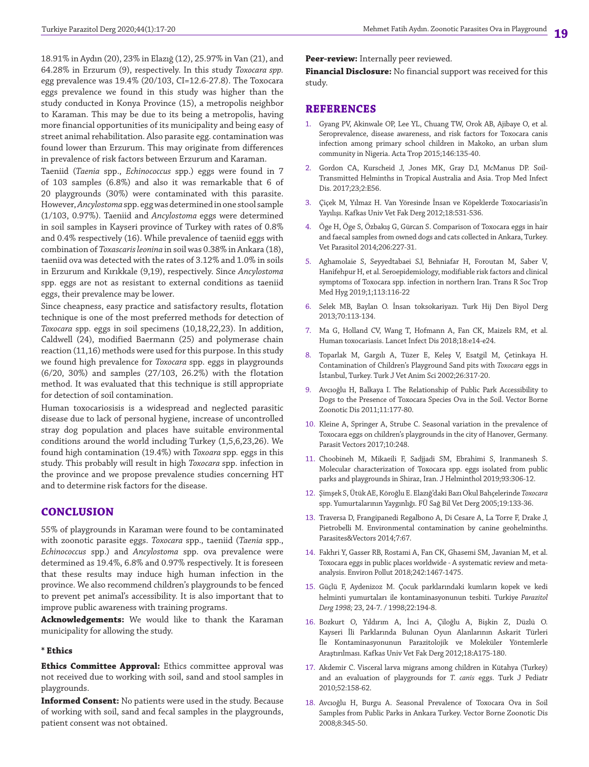18.91% in Aydın (20), 23% in Elazığ (12), 25.97% in Van (21), and 64.28% in Erzurum (9), respectively. In this study *Toxocara spp.* egg prevalence was 19.4% (20/103, CI=12.6-27.8). The Toxocara eggs prevalence we found in this study was higher than the study conducted in Konya Province (15), a metropolis neighbor to Karaman. This may be due to its being a metropolis, having more financial opportunities of its municipality and being easy of street animal rehabilitation. Also parasite egg. contamination was found lower than Erzurum. This may originate from differences in prevalence of risk factors between Erzurum and Karaman.

Taeniid (*Taenia* spp., *Echinococcus* spp.) eggs were found in 7 of 103 samples (6.8%) and also it was remarkable that 6 of 20 playgrounds (30%) were contaminated with this parasite. However, *Ancylostoma* spp. egg was determined in one stool sample (1/103, 0.97%). Taeniid and *Ancylostoma* eggs were determined in soil samples in Kayseri province of Turkey with rates of 0.8% and 0.4% respectively (16). While prevalence of taeniid eggs with combination of *Toxascaris leonina* in soil was 0.38% in Ankara (18), taeniid ova was detected with the rates of 3.12% and 1.0% in soils in Erzurum and Kırıkkale (9,19), respectively. Since *Ancylostoma* spp. eggs are not as resistant to external conditions as taeniid eggs, their prevalence may be lower.

Since cheapness, easy practice and satisfactory results, flotation technique is one of the most preferred methods for detection of *Toxocara* spp. eggs in soil specimens (10,18,22,23). In addition, Caldwell (24), modified Baermann (25) and polymerase chain reaction (11,16) methods were used for this purpose. In this study we found high prevalence for *Toxocara* spp. eggs in playgrounds (6/20, 30%) and samples (27/103, 26.2%) with the flotation method. It was evaluated that this technique is still appropriate for detection of soil contamination.

Human toxocariosisis is a widespread and neglected parasitic disease due to lack of personal hygiene, increase of uncontrolled stray dog population and places have suitable environmental conditions around the world including Turkey (1,5,6,23,26). We found high contamination (19.4%) with *Toxoara* spp. eggs in this study. This probably will result in high *Toxocara* spp. infection in the province and we propose prevalence studies concerning HT and to determine risk factors for the disease.

## CONCLUSION

55% of playgrounds in Karaman were found to be contaminated with zoonotic parasite eggs. *Toxocara* spp., taeniid (*Taenia* spp., *Echinococcus* spp.) and *Ancylostoma* spp. ova prevalence were determined as 19.4%, 6.8% and 0.97% respectively. It is foreseen that these results may induce high human infection in the province. We also recommend children's playgrounds to be fenced to prevent pet animal's accessibility. It is also important that to improve public awareness with training programs.

**Acknowledgements:** We would like to thank the Karaman municipality for allowing the study.

**\* Ethics**

**Ethics Committee Approval:** Ethics committee approval was not received due to working with soil, sand and stool samples in playgrounds.

**Informed Consent:** No patients were used in the study. Because of working with soil, sand and fecal samples in the playgrounds, patient consent was not obtained.

**Peer-review:** Internally peer reviewed.

**Financial Disclosure:** No financial support was received for this study.

## REFERENCES

1. Gyang PV, Akinwale OP, Lee YL, Chuang TW, Orok AB, Ajibaye O, et al. Seroprevalence, disease awareness, and risk factors for Toxocara canis infection among primary school children in Makoko, an urban slum community in Nigeria. Acta Trop 2015;146:135-40.
2. Gordon CA, Kurscheid J, Jones MK, Gray DJ, McManus DP. Soil-Transmitted Helminths in Tropical Australia and Asia. Trop Med Infect Dis. 2017;23;2:E56.
3. Çiçek M, Yılmaz H. Van Yöresinde İnsan ve Köpeklerde Toxocariasis'in Yayılışı. Kafkas Univ Vet Fak Derg 2012;18:531-536.
4. Öge H, Öge S, Özbakış G, Gürcan S. Comparison of Toxocara eggs in hair and faecal samples from owned dogs and cats collected in Ankara, Turkey. Vet Parasitol 2014;206:227-31.
5. Aghamolaie S, Seyyedtabaei SJ, Behniafar H, Foroutan M, Saber V, Hanifehpur H, et al. Seroepidemiology, modifiable risk factors and clinical symptoms of Toxocara spp. infection in northern Iran. Trans R Soc Trop Med Hyg 2019;1;113:116-22
6. Selek MB, Baylan O. İnsan toksokariyazı. Turk Hij Den Biyol Derg 2013;70:113-134.
7. Ma G, Holland CV, Wang T, Hofmann A, Fan CK, Maizels RM, et al. Human toxocariasis. Lancet Infect Dis 2018;18:e14-e24.
8. Toparlak M, Gargılı A, Tüzer E, Keleş V, Esatgil M, Çetinkaya H. Contamination of Children's Playground Sand pits with *Toxocara* eggs in İstanbul, Turkey. Turk J Vet Anim Sci 2002;26:317-20.
9. Avcıoğlu H, Balkaya I. The Relationship of Public Park Accessibility to Dogs to the Presence of Toxocara Species Ova in the Soil. Vector Borne Zoonotic Dis 2011;11:177-80.
10. Kleine A, Springer A, Strube C. Seasonal variation in the prevalence of Toxocara eggs on children's playgrounds in the city of Hanover, Germany. Parasit Vectors 2017;10:248.
11. Choobineh M, Mikaeili F, Sadjjadi SM, Ebrahimi S, Iranmanesh S. Molecular characterization of Toxocara spp. eggs isolated from public parks and playgrounds in Shiraz, Iran. J Helminthol 2019;93:306-12.
12. Şimşek S, Ütük AE, Köroğlu E. Elazığ'daki Bazı Okul Bahçelerinde *Toxocara* spp. Yumurtalarının Yaygınlığı. FÜ Sağ Bil Vet Derg 2005;19:133-36.
13. Traversa D, Frangipanedi Regalbono A, Di Cesare A, La Torre F, Drake J, Pietrobelli M. Environmental contamination by canine geohelminths. Parasites&Vectors 2014;7:67.
14. Fakhri Y, Gasser RB, Rostami A, Fan CK, Ghasemi SM, Javanian M, et al. Toxocara eggs in public places worldwide - A systematic review and meta-analysis. Environ Pollut 2018;242:1467-1475.
15. Güçlü F, Aydenizoz M. Çocuk parklarındaki kumların kopek ve kedi helminti yumurtaları ile kontaminasyonunun tesbiti. Turkiye *Parazitol Derg 1998;* 23, 24-7. / 1998;22:194-8.
16. Bozkurt O, Yıldırım A, İnci A, Çiloğlu A, Bişkin Z, Düzlü O. Kayseri İli Parklarında Bulunan Oyun Alanlarının Askarit Türleri İle Kontaminasyonunun Parazitolojik ve Moleküler Yöntemlerle Araştırılması. Kafkas Univ Vet Fak Derg 2012;18:A175-180.
17. Akdemir C. Visceral larva migrans among children in Kütahya (Turkey) and an evaluation of playgrounds for *T. canis* eggs. Turk J Pediatr 2010;52:158-62.
18. Avcıoğlu H, Burgu A. Seasonal Prevalence of Toxocara Ova in Soil Samples from Public Parks in Ankara Turkey. Vector Borne Zoonotic Dis 2008;8:345-50.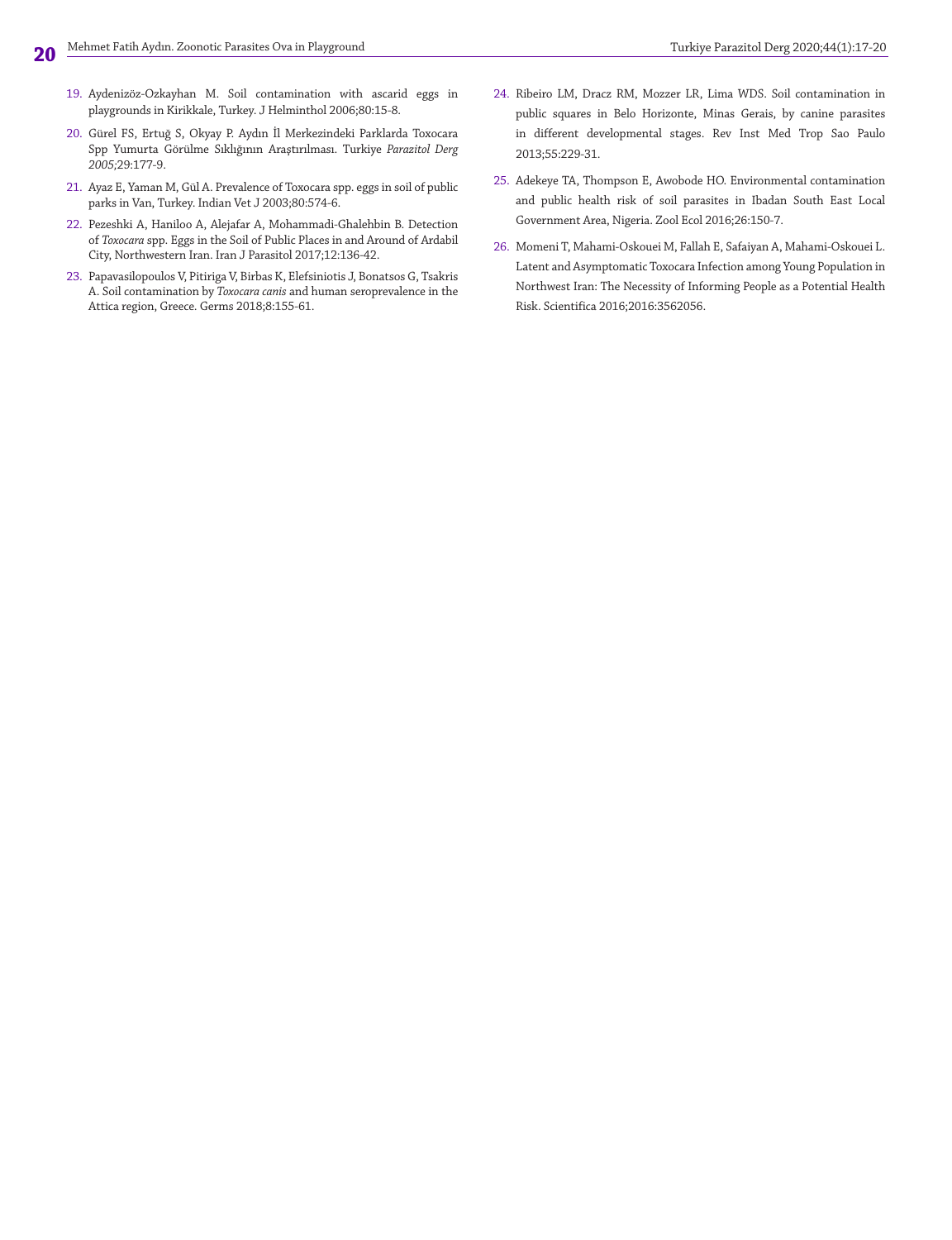19. Aydenizöz-Ozkayhan M. Soil contamination with ascarid eggs in playgrounds in Kirikkale, Turkey. J Helminthol 2006;80:15-8.
20. Gürel FS, Ertuğ S, Okyay P. Aydın İl Merkezindeki Parklarda Toxocara Spp Yumurta Görülme Sıklığının Araştırılması. Turkiye *Parazitol Derg 2005;*29:177-9.
21. Ayaz E, Yaman M, Gül A. Prevalence of Toxocara spp. eggs in soil of public parks in Van, Turkey. Indian Vet J 2003;80:574-6.
22. Pezeshki A, Haniloo A, Alejafar A, Mohammadi-Ghalehbin B. Detection of *Toxocara* spp. Eggs in the Soil of Public Places in and Around of Ardabil City, Northwestern Iran. Iran J Parasitol 2017;12:136-42.
23. Papavasilopoulos V, Pitiriga V, Birbas K, Elefsiniotis J, Bonatsos G, Tsakris A. Soil contamination by *Toxocara canis* and human seroprevalence in the Attica region, Greece. Germs 2018;8:155-61.
24. Ribeiro LM, Dracz RM, Mozzer LR, Lima WDS. Soil contamination in public squares in Belo Horizonte, Minas Gerais, by canine parasites in different developmental stages. Rev Inst Med Trop Sao Paulo 2013;55:229-31.
25. Adekeye TA, Thompson E, Awobode HO. Environmental contamination and public health risk of soil parasites in Ibadan South East Local Government Area, Nigeria. Zool Ecol 2016;26:150-7.
26. Momeni T, Mahami-Oskouei M, Fallah E, Safaiyan A, Mahami-Oskouei L. Latent and Asymptomatic Toxocara Infection among Young Population in Northwest Iran: The Necessity of Informing People as a Potential Health Risk. Scientifica 2016;2016:3562056.